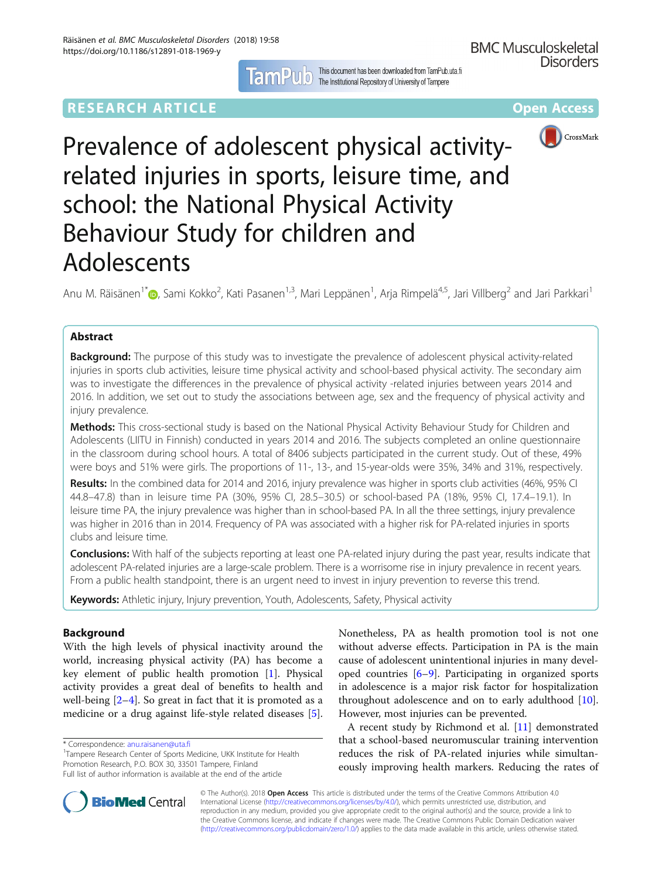RESEARCH ARTICLE

Open Access

# Prevalence of adolescent physical activity-related injuries in sports, leisure time, and school: the National Physical Activity Behaviour Study for children and Adolescents

Anu M. Räisänen[1*], Sami Kokko[2], Kati Pasanen[1,3], Mari Leppänen[1], Arja Rimpelä[4,5], Jari Villberg[2] and Jari Parkkari[1]

## Abstract

**Background:** The purpose of this study was to investigate the prevalence of adolescent physical activity-related injuries in sports club activities, leisure time physical activity and school-based physical activity. The secondary aim was to investigate the differences in the prevalence of physical activity -related injuries between years 2014 and 2016. In addition, we set out to study the associations between age, sex and the frequency of physical activity and injury prevalence.

**Methods:** This cross-sectional study is based on the National Physical Activity Behaviour Study for Children and Adolescents (LIITU in Finnish) conducted in years 2014 and 2016. The subjects completed an online questionnaire in the classroom during school hours. A total of 8406 subjects participated in the current study. Out of these, 49% were boys and 51% were girls. The proportions of 11-, 13-, and 15-year-olds were 35%, 34% and 31%, respectively.

**Results:** In the combined data for 2014 and 2016, injury prevalence was higher in sports club activities (46%, 95% CI 44.8–47.8) than in leisure time PA (30%, 95% CI, 28.5–30.5) or school-based PA (18%, 95% CI, 17.4–19.1). In leisure time PA, the injury prevalence was higher than in school-based PA. In all the three settings, injury prevalence was higher in 2016 than in 2014. Frequency of PA was associated with a higher risk for PA-related injuries in sports clubs and leisure time.

**Conclusions:** With half of the subjects reporting at least one PA-related injury during the past year, results indicate that adolescent PA-related injuries are a large-scale problem. There is a worrisome rise in injury prevalence in recent years. From a public health standpoint, there is an urgent need to invest in injury prevention to reverse this trend.

**Keywords:** Athletic injury, Injury prevention, Youth, Adolescents, Safety, Physical activity

## Background

With the high levels of physical inactivity around the world, increasing physical activity (PA) has become a key element of public health promotion [1]. Physical activity provides a great deal of benefits to health and well-being [2–4]. So great in fact that it is promoted as a medicine or a drug against life-style related diseases [5]. Nonetheless, PA as health promotion tool is not one without adverse effects. Participation in PA is the main cause of adolescent unintentional injuries in many developed countries [6–9]. Participating in organized sports in adolescence is a major risk factor for hospitalization throughout adolescence and on to early adulthood [10]. However, most injuries can be prevented.

A recent study by Richmond et al. [11] demonstrated that a school-based neuromuscular training intervention reduces the risk of PA-related injuries while simultaneously improving health markers. Reducing the rates of

* Correspondence: anu.raisanen@uta.fi

[1]Tampere Research Center of Sports Medicine, UKK Institute for Health Promotion Research, P.O. BOX 30, 33501 Tampere, Finland

Full list of author information is available at the end of the article

© The Author(s). 2018 **Open Access** This article is distributed under the terms of the Creative Commons Attribution 4.0 International License (http://creativecommons.org/licenses/by/4.0/), which permits unrestricted use, distribution, and reproduction in any medium, provided you give appropriate credit to the original author(s) and the source, provide a link to the Creative Commons license, and indicate if changes were made. The Creative Commons Public Domain Dedication waiver (http://creativecommons.org/publicdomain/zero/1.0/) applies to the data made available in this article, unless otherwise stated.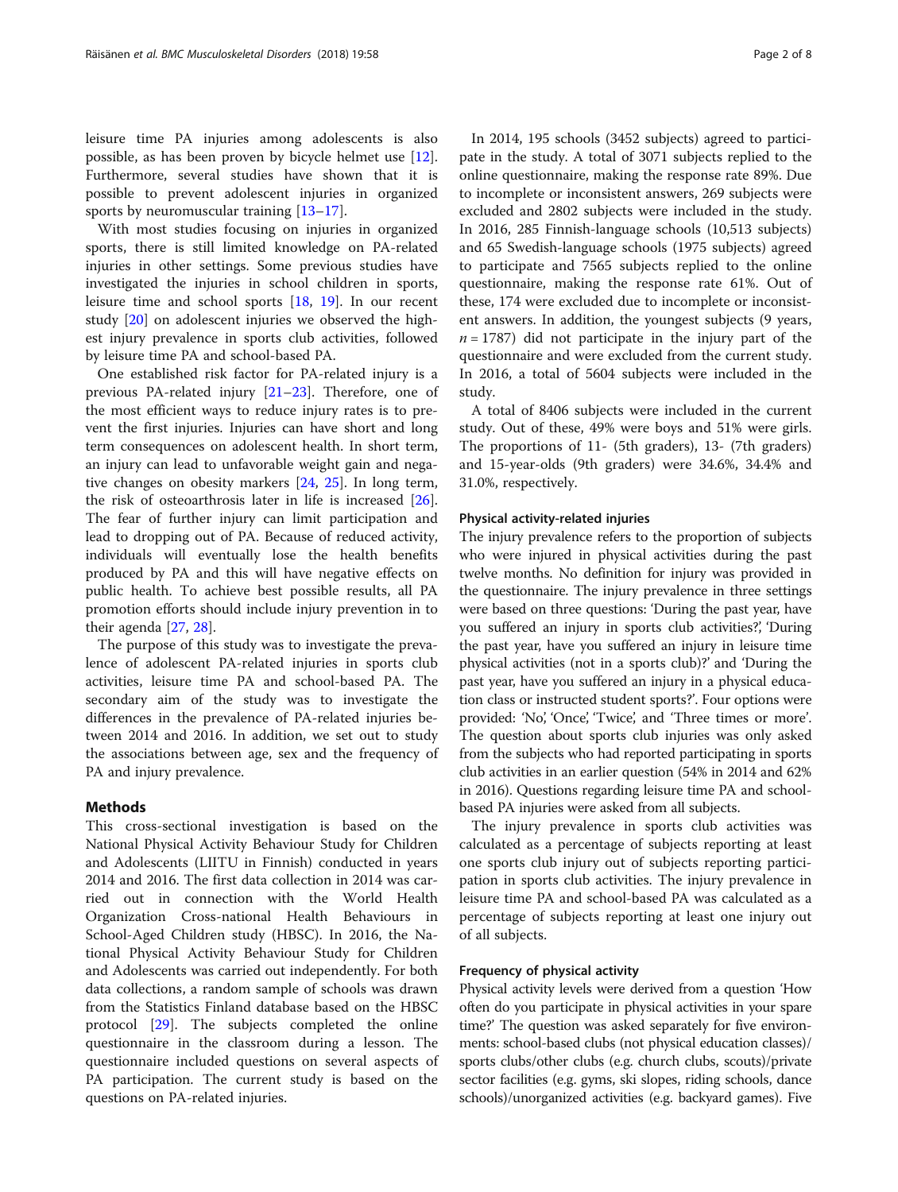leisure time PA injuries among adolescents is also possible, as has been proven by bicycle helmet use [12]. Furthermore, several studies have shown that it is possible to prevent adolescent injuries in organized sports by neuromuscular training [13–17].

With most studies focusing on injuries in organized sports, there is still limited knowledge on PA-related injuries in other settings. Some previous studies have investigated the injuries in school children in sports, leisure time and school sports [18, 19]. In our recent study [20] on adolescent injuries we observed the highest injury prevalence in sports club activities, followed by leisure time PA and school-based PA.

One established risk factor for PA-related injury is a previous PA-related injury [21–23]. Therefore, one of the most efficient ways to reduce injury rates is to prevent the first injuries. Injuries can have short and long term consequences on adolescent health. In short term, an injury can lead to unfavorable weight gain and negative changes on obesity markers [24, 25]. In long term, the risk of osteoarthrosis later in life is increased [26]. The fear of further injury can limit participation and lead to dropping out of PA. Because of reduced activity, individuals will eventually lose the health benefits produced by PA and this will have negative effects on public health. To achieve best possible results, all PA promotion efforts should include injury prevention in to their agenda [27, 28].

The purpose of this study was to investigate the prevalence of adolescent PA-related injuries in sports club activities, leisure time PA and school-based PA. The secondary aim of the study was to investigate the differences in the prevalence of PA-related injuries between 2014 and 2016. In addition, we set out to study the associations between age, sex and the frequency of PA and injury prevalence.

## Methods

This cross-sectional investigation is based on the National Physical Activity Behaviour Study for Children and Adolescents (LIITU in Finnish) conducted in years 2014 and 2016. The first data collection in 2014 was carried out in connection with the World Health Organization Cross-national Health Behaviours in School-Aged Children study (HBSC). In 2016, the National Physical Activity Behaviour Study for Children and Adolescents was carried out independently. For both data collections, a random sample of schools was drawn from the Statistics Finland database based on the HBSC protocol [29]. The subjects completed the online questionnaire in the classroom during a lesson. The questionnaire included questions on several aspects of PA participation. The current study is based on the questions on PA-related injuries.

In 2014, 195 schools (3452 subjects) agreed to participate in the study. A total of 3071 subjects replied to the online questionnaire, making the response rate 89%. Due to incomplete or inconsistent answers, 269 subjects were excluded and 2802 subjects were included in the study. In 2016, 285 Finnish-language schools (10,513 subjects) and 65 Swedish-language schools (1975 subjects) agreed to participate and 7565 subjects replied to the online questionnaire, making the response rate 61%. Out of these, 174 were excluded due to incomplete or inconsistent answers. In addition, the youngest subjects (9 years, $n = 1787$) did not participate in the injury part of the questionnaire and were excluded from the current study. In 2016, a total of 5604 subjects were included in the study.

A total of 8406 subjects were included in the current study. Out of these, 49% were boys and 51% were girls. The proportions of 11- (5th graders), 13- (7th graders) and 15-year-olds (9th graders) were 34.6%, 34.4% and 31.0%, respectively.

### Physical activity-related injuries

The injury prevalence refers to the proportion of subjects who were injured in physical activities during the past twelve months. No definition for injury was provided in the questionnaire. The injury prevalence in three settings were based on three questions: 'During the past year, have you suffered an injury in sports club activities?', 'During the past year, have you suffered an injury in leisure time physical activities (not in a sports club)?' and 'During the past year, have you suffered an injury in a physical education class or instructed student sports?'. Four options were provided: 'No', 'Once', 'Twice', and 'Three times or more'. The question about sports club injuries was only asked from the subjects who had reported participating in sports club activities in an earlier question (54% in 2014 and 62% in 2016). Questions regarding leisure time PA and school-based PA injuries were asked from all subjects.

The injury prevalence in sports club activities was calculated as a percentage of subjects reporting at least one sports club injury out of subjects reporting participation in sports club activities. The injury prevalence in leisure time PA and school-based PA was calculated as a percentage of subjects reporting at least one injury out of all subjects.

### Frequency of physical activity

Physical activity levels were derived from a question 'How often do you participate in physical activities in your spare time?' The question was asked separately for five environments: school-based clubs (not physical education classes)/sports clubs/other clubs (e.g. church clubs, scouts)/private sector facilities (e.g. gyms, ski slopes, riding schools, dance schools)/unorganized activities (e.g. backyard games). Five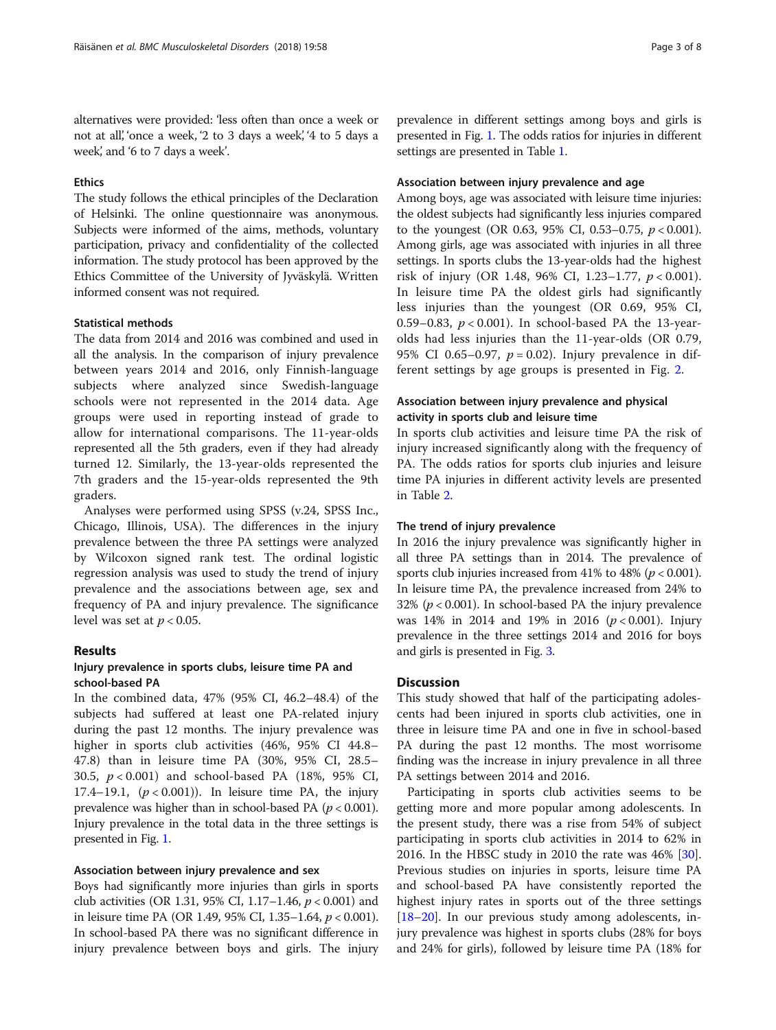alternatives were provided: 'less often than once a week or not at all,' 'once a week,' '2 to 3 days a week,' '4 to 5 days a week,' and '6 to 7 days a week'.

### Ethics

The study follows the ethical principles of the Declaration of Helsinki. The online questionnaire was anonymous. Subjects were informed of the aims, methods, voluntary participation, privacy and confidentiality of the collected information. The study protocol has been approved by the Ethics Committee of the University of Jyväskylä. Written informed consent was not required.

### Statistical methods

The data from 2014 and 2016 was combined and used in all the analysis. In the comparison of injury prevalence between years 2014 and 2016, only Finnish-language subjects where analyzed since Swedish-language schools were not represented in the 2014 data. Age groups were used in reporting instead of grade to allow for international comparisons. The 11-year-olds represented all the 5th graders, even if they had already turned 12. Similarly, the 13-year-olds represented the 7th graders and the 15-year-olds represented the 9th graders.

Analyses were performed using SPSS (v.24, SPSS Inc., Chicago, Illinois, USA). The differences in the injury prevalence between the three PA settings were analyzed by Wilcoxon signed rank test. The ordinal logistic regression analysis was used to study the trend of injury prevalence and the associations between age, sex and frequency of PA and injury prevalence. The significance level was set at $p < 0.05$.

## Results

### Injury prevalence in sports clubs, leisure time PA and school-based PA

In the combined data, 47% (95% CI, 46.2–48.4) of the subjects had suffered at least one PA-related injury during the past 12 months. The injury prevalence was higher in sports club activities (46%, 95% CI 44.8–47.8) than in leisure time PA (30%, 95% CI, 28.5–30.5, $p < 0.001$) and school-based PA (18%, 95% CI, 17.4–19.1, ($p < 0.001$)). In leisure time PA, the injury prevalence was higher than in school-based PA ($p < 0.001$). Injury prevalence in the total data in the three settings is presented in Fig. 1.

### Association between injury prevalence and sex

Boys had significantly more injuries than girls in sports club activities (OR 1.31, 95% CI, 1.17–1.46, $p < 0.001$) and in leisure time PA (OR 1.49, 95% CI, 1.35–1.64, $p < 0.001$). In school-based PA there was no significant difference in injury prevalence between boys and girls. The injury prevalence in different settings among boys and girls is presented in Fig. 1. The odds ratios for injuries in different settings are presented in Table 1.

### Association between injury prevalence and age

Among boys, age was associated with leisure time injuries: the oldest subjects had significantly less injuries compared to the youngest (OR 0.63, 95% CI, 0.53–0.75, $p < 0.001$). Among girls, age was associated with injuries in all three settings. In sports clubs the 13-year-olds had the highest risk of injury (OR 1.48, 96% CI, 1.23–1.77, $p < 0.001$). In leisure time PA the oldest girls had significantly less injuries than the youngest (OR 0.69, 95% CI, 0.59–0.83, $p < 0.001$). In school-based PA the 13-year-olds had less injuries than the 11-year-olds (OR 0.79, 95% CI 0.65–0.97, $p = 0.02$). Injury prevalence in different settings by age groups is presented in Fig. 2.

### Association between injury prevalence and physical activity in sports club and leisure time

In sports club activities and leisure time PA the risk of injury increased significantly along with the frequency of PA. The odds ratios for sports club injuries and leisure time PA injuries in different activity levels are presented in Table 2.

### The trend of injury prevalence

In 2016 the injury prevalence was significantly higher in all three PA settings than in 2014. The prevalence of sports club injuries increased from 41% to 48% ($p < 0.001$). In leisure time PA, the prevalence increased from 24% to 32% ($p < 0.001$). In school-based PA the injury prevalence was 14% in 2014 and 19% in 2016 ($p < 0.001$). Injury prevalence in the three settings 2014 and 2016 for boys and girls is presented in Fig. 3.

## Discussion

This study showed that half of the participating adolescents had been injured in sports club activities, one in three in leisure time PA and one in five in school-based PA during the past 12 months. The most worrisome finding was the increase in injury prevalence in all three PA settings between 2014 and 2016.

Participating in sports club activities seems to be getting more and more popular among adolescents. In the present study, there was a rise from 54% of subject participating in sports club activities in 2014 to 62% in 2016. In the HBSC study in 2010 the rate was 46% [30]. Previous studies on injuries in sports, leisure time PA and school-based PA have consistently reported the highest injury rates in sports out of the three settings [18–20]. In our previous study among adolescents, injury prevalence was highest in sports clubs (28% for boys and 24% for girls), followed by leisure time PA (18% for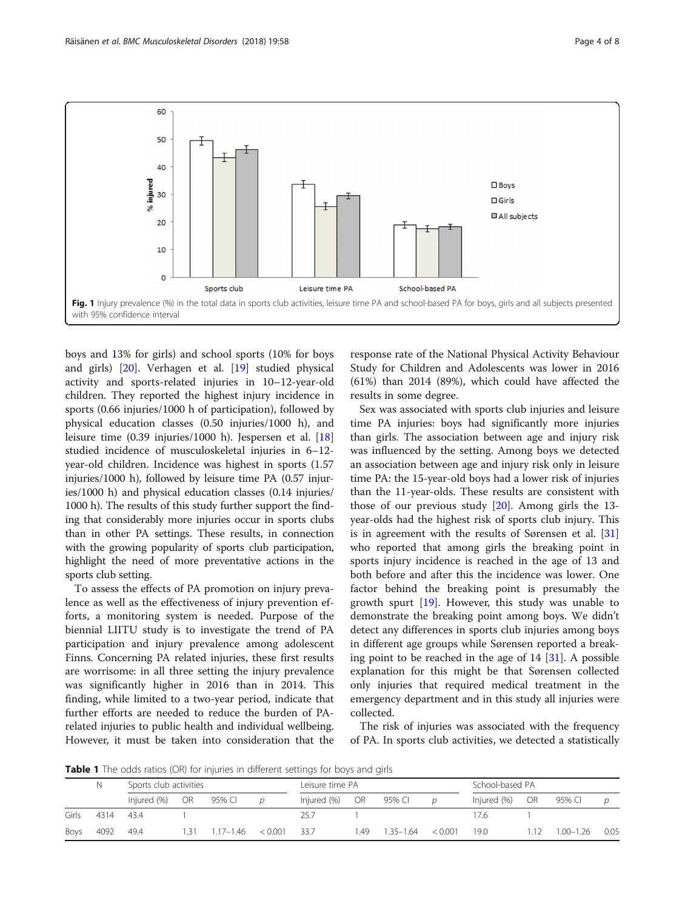Fig. 1 Injury prevalence (%) in the total data in sports club activities, leisure time PA and school-based PA for boys, girls and all subjects presented with 95% confidence interval

boys and 13% for girls) and school sports (10% for boys and girls) [20]. Verhagen et al. [19] studied physical activity and sports-related injuries in 10–12-year-old children. They reported the highest injury incidence in sports (0.66 injuries/1000 h of participation), followed by physical education classes (0.50 injuries/1000 h), and leisure time (0.39 injuries/1000 h). Jespersen et al. [18] studied incidence of musculoskeletal injuries in 6–12-year-old children. Incidence was highest in sports (1.57 injuries/1000 h), followed by leisure time PA (0.57 injuries/1000 h) and physical education classes (0.14 injuries/1000 h). The results of this study further support the finding that considerably more injuries occur in sports clubs than in other PA settings. These results, in connection with the growing popularity of sports club participation, highlight the need of more preventative actions in the sports club setting.

To assess the effects of PA promotion on injury prevalence as well as the effectiveness of injury prevention efforts, a monitoring system is needed. Purpose of the biennial LIITU study is to investigate the trend of PA participation and injury prevalence among adolescent Finns. Concerning PA related injuries, these first results are worrisome: in all three setting the injury prevalence was significantly higher in 2016 than in 2014. This finding, while limited to a two-year period, indicate that further efforts are needed to reduce the burden of PA-related injuries to public health and individual wellbeing. However, it must be taken into consideration that the response rate of the National Physical Activity Behaviour Study for Children and Adolescents was lower in 2016 (61%) than 2014 (89%), which could have affected the results in some degree.

Sex was associated with sports club injuries and leisure time PA injuries: boys had significantly more injuries than girls. The association between age and injury risk was influenced by the setting. Among boys we detected an association between age and injury risk only in leisure time PA: the 15-year-old boys had a lower risk of injuries than the 11-year-olds. These results are consistent with those of our previous study [20]. Among girls the 13-year-olds had the highest risk of sports club injury. This is in agreement with the results of Sørensen et al. [31] who reported that among girls the breaking point in sports injury incidence is reached in the age of 13 and both before and after this the incidence was lower. One factor behind the breaking point is presumably the growth spurt [19]. However, this study was unable to demonstrate the breaking point among boys. We didn't detect any differences in sports club injuries among boys in different age groups while Sørensen reported a breaking point to be reached in the age of 14 [31]. A possible explanation for this might be that Sørensen collected only injuries that required medical treatment in the emergency department and in this study all injuries were collected.

The risk of injuries was associated with the frequency of PA. In sports club activities, we detected a statistically

**Table 1** The odds ratios (OR) for injuries in different settings for boys and girls

| | N | Sports club activities | | | | Leisure time PA | | | | School-based PA | | | |
|---|---|---|---|---|---|---|---|---|---|---|---|---|---|
| | | Injured (%) | OR | 95% CI | *p* | Injured (%) | OR | 95% CI | *p* | Injured (%) | OR | 95% CI | *p* |
| Girls | 4314 | 43.4 | 1 | | | 25.7 | 1 | | | 17.6 | 1 | | |
| Boys | 4092 | 49.4 | 1.31 | 1.17–1.46 | < 0.001 | 33.7 | 1.49 | 1.35–1.64 | < 0.001 | 19.0 | 1.12 | 1.00–1.26 | 0.05 |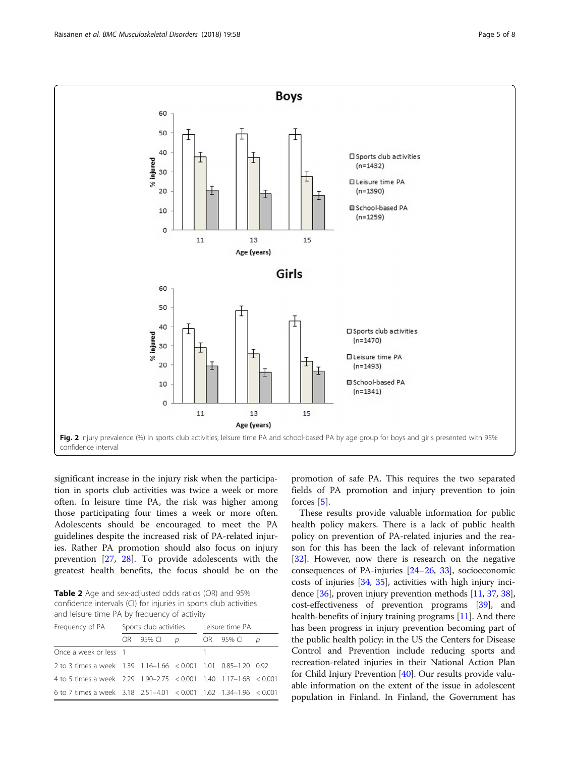Fig. 2 Injury prevalence (%) in sports club activities, leisure time PA and school-based PA by age group for boys and girls presented with 95% confidence interval

significant increase in the injury risk when the participation in sports club activities was twice a week or more often. In leisure time PA, the risk was higher among those participating four times a week or more often. Adolescents should be encouraged to meet the PA guidelines despite the increased risk of PA-related injuries. Rather PA promotion should also focus on injury prevention [27, 28]. To provide adolescents with the greatest health benefits, the focus should be on the promotion of safe PA. This requires the two separated fields of PA promotion and injury prevention to join forces [5].

**Table 2** Age and sex-adjusted odds ratios (OR) and 95% confidence intervals (CI) for injuries in sports club activities and leisure time PA by frequency of activity

| Frequency of PA | Sports club activities | | | Leisure time PA | | |
|---|---|---|---|---|---|---|
| | OR | 95% CI | *p* | OR | 95% CI | *p* |
| Once a week or less | 1 | | | 1 | | |
| 2 to 3 times a week | 1.39 | 1.16–1.66 | < 0.001 | 1.01 | 0.85–1.20 | 0.92 |
| 4 to 5 times a week | 2.29 | 1.90–2.75 | < 0.001 | 1.40 | 1.17–1.68 | < 0.001 |
| 6 to 7 times a week | 3.18 | 2.51–4.01 | < 0.001 | 1.62 | 1.34–1.96 | < 0.001 |

These results provide valuable information for public health policy makers. There is a lack of public health policy on prevention of PA-related injuries and the reason for this has been the lack of relevant information [32]. However, now there is research on the negative consequences of PA-injuries [24–26, 33], socioeconomic costs of injuries [34, 35], activities with high injury incidence [36], proven injury prevention methods [11, 37, 38], cost-effectiveness of prevention programs [39], and health-benefits of injury training programs [11]. And there has been progress in injury prevention becoming part of the public health policy: in the US the Centers for Disease Control and Prevention include reducing sports and recreation-related injuries in their National Action Plan for Child Injury Prevention [40]. Our results provide valuable information on the extent of the issue in adolescent population in Finland. In Finland, the Government has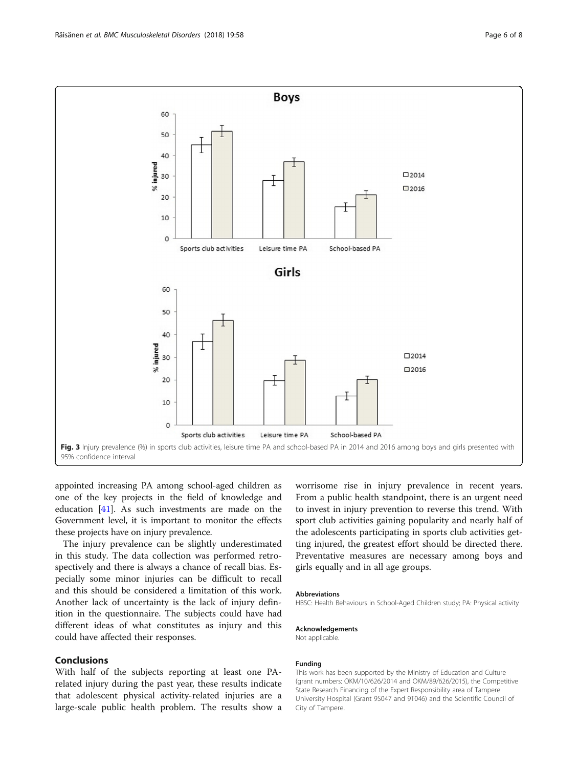Fig. 3 Injury prevalence (%) in sports club activities, leisure time PA and school-based PA in 2014 and 2016 among boys and girls presented with 95% confidence interval

appointed increasing PA among school-aged children as one of the key projects in the field of knowledge and education [41]. As such investments are made on the Government level, it is important to monitor the effects these projects have on injury prevalence.

The injury prevalence can be slightly underestimated in this study. The data collection was performed retrospectively and there is always a chance of recall bias. Especially some minor injuries can be difficult to recall and this should be considered a limitation of this work. Another lack of uncertainty is the lack of injury definition in the questionnaire. The subjects could have had different ideas of what constitutes as injury and this could have affected their responses.

## Conclusions

With half of the subjects reporting at least one PA-related injury during the past year, these results indicate that adolescent physical activity-related injuries are a large-scale public health problem. The results show a worrisome rise in injury prevalence in recent years. From a public health standpoint, there is an urgent need to invest in injury prevention to reverse this trend. With sport club activities gaining popularity and nearly half of the adolescents participating in sports club activities getting injured, the greatest effort should be directed there. Preventative measures are necessary among boys and girls equally and in all age groups.

### Abbreviations

HBSC: Health Behaviours in School-Aged Children study; PA: Physical activity

### Acknowledgements

Not applicable.

### Funding

This work has been supported by the Ministry of Education and Culture (grant numbers: OKM/10/626/2014 and OKM/89/626/2015), the Competitive State Research Financing of the Expert Responsibility area of Tampere University Hospital (Grant 9S047 and 9T046) and the Scientific Council of City of Tampere.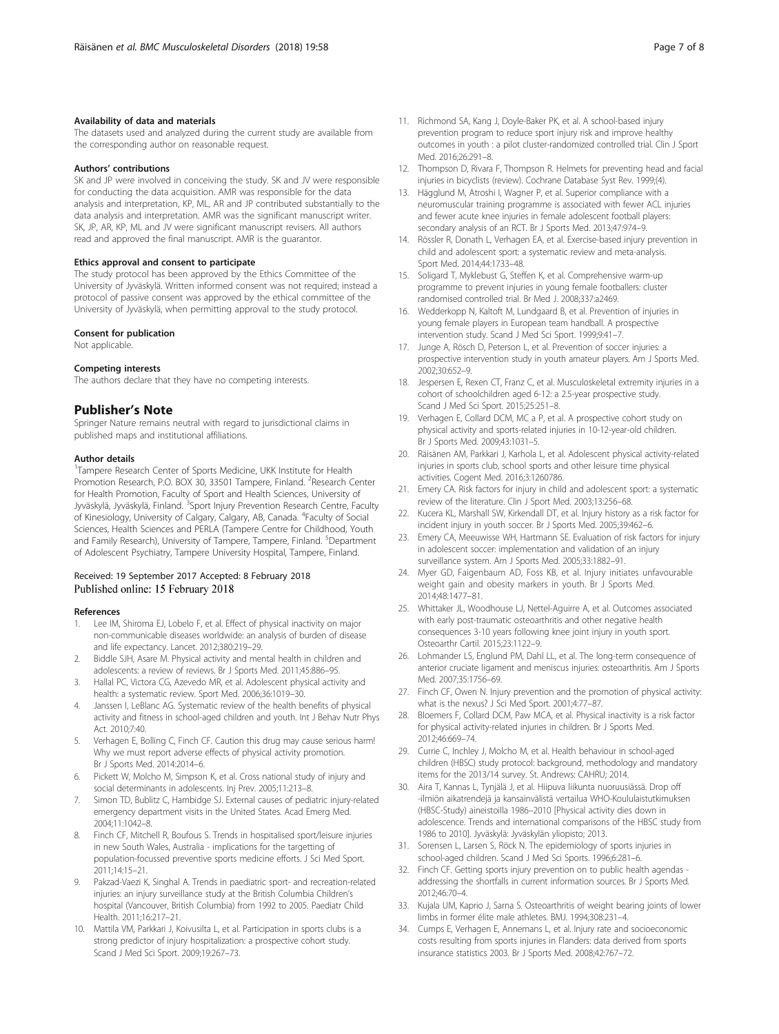#### Availability of data and materials

The datasets used and analyzed during the current study are available from the corresponding author on reasonable request.

#### Authors' contributions

SK and JP were involved in conceiving the study. SK and JV were responsible for conducting the data acquisition. AMR was responsible for the data analysis and interpretation, KP, ML, AR and JP contributed substantially to the data analysis and interpretation. AMR was the significant manuscript writer. SK, JP, AR, KP, ML and JV were significant manuscript revisers. All authors read and approved the final manuscript. AMR is the guarantor.

#### Ethics approval and consent to participate

The study protocol has been approved by the Ethics Committee of the University of Jyväskylä. Written informed consent was not required; instead a protocol of passive consent was approved by the ethical committee of the University of Jyväskylä, when permitting approval to the study protocol.

#### Consent for publication

Not applicable.

#### Competing interests

The authors declare that they have no competing interests.

## Publisher's Note

Springer Nature remains neutral with regard to jurisdictional claims in published maps and institutional affiliations.

#### Author details

[1]Tampere Research Center of Sports Medicine, UKK Institute for Health Promotion Research, P.O. BOX 30, 33501 Tampere, Finland. [2]Research Center for Health Promotion, Faculty of Sport and Health Sciences, University of Jyväskylä, Jyväskylä, Finland. [3]Sport Injury Prevention Research Centre, Faculty of Kinesiology, University of Calgary, Calgary, AB, Canada. [4]Faculty of Social Sciences, Health Sciences and PERLA (Tampere Centre for Childhood, Youth and Family Research), University of Tampere, Tampere, Finland. [5]Department of Adolescent Psychiatry, Tampere University Hospital, Tampere, Finland.

Received: 19 September 2017 Accepted: 8 February 2018
Published online: 15 February 2018

#### References

1. Lee IM, Shiroma EJ, Lobelo F, et al. Effect of physical inactivity on major non-communicable diseases worldwide: an analysis of burden of disease and life expectancy. Lancet. 2012;380:219–29.
2. Biddle SJH, Asare M. Physical activity and mental health in children and adolescents: a review of reviews. Br J Sports Med. 2011;45:886–95.
3. Hallal PC, Victora CG, Azevedo MR, et al. Adolescent physical activity and health: a systematic review. Sport Med. 2006;36:1019–30.
4. Janssen I, LeBlanc AG. Systematic review of the health benefits of physical activity and fitness in school-aged children and youth. Int J Behav Nutr Phys Act. 2010;7:40.
5. Verhagen E, Bolling C, Finch CF. Caution this drug may cause serious harm! Why we must report adverse effects of physical activity promotion. Br J Sports Med. 2014:2014–6.
6. Pickett W, Molcho M, Simpson K, et al. Cross national study of injury and social determinants in adolescents. Inj Prev. 2005;11:213–8.
7. Simon TD, Bublitz C, Hambidge SJ. External causes of pediatric injury-related emergency department visits in the United States. Acad Emerg Med. 2004;11:1042–8.
8. Finch CF, Mitchell R, Boufous S. Trends in hospitalised sport/leisure injuries in new South Wales, Australia - implications for the targetting of population-focussed preventive sports medicine efforts. J Sci Med Sport. 2011;14:15–21.
9. Pakzad-Vaezi K, Singhal A. Trends in paediatric sport- and recreation-related injuries: an injury surveillance study at the British Columbia Children's hospital (Vancouver, British Columbia) from 1992 to 2005. Paediatr Child Health. 2011;16:217–21.
10. Mattila VM, Parkkari J, Koivusilta L, et al. Participation in sports clubs is a strong predictor of injury hospitalization: a prospective cohort study. Scand J Med Sci Sport. 2009;19:267–73.
11. Richmond SA, Kang J, Doyle-Baker PK, et al. A school-based injury prevention program to reduce sport injury risk and improve healthy outcomes in youth : a pilot cluster-randomized controlled trial. Clin J Sport Med. 2016;26:291–8.
12. Thompson D, Rivara F, Thompson R. Helmets for preventing head and facial injuries in bicyclists (review). Cochrane Database Syst Rev. 1999;(4).
13. Hägglund M, Atroshi I, Wagner P, et al. Superior compliance with a neuromuscular training programme is associated with fewer ACL injuries and fewer acute knee injuries in female adolescent football players: secondary analysis of an RCT. Br J Sports Med. 2013;47:974–9.
14. Rössler R, Donath L, Verhagen EA, et al. Exercise-based injury prevention in child and adolescent sport: a systematic review and meta-analysis. Sport Med. 2014;44:1733–48.
15. Soligard T, Myklebust G, Steffen K, et al. Comprehensive warm-up programme to prevent injuries in young female footballers: cluster randomised controlled trial. Br Med J. 2008;337:a2469.
16. Wedderkopp N, Kaltoft M, Lundgaard B, et al. Prevention of injuries in young female players in European team handball. A prospective intervention study. Scand J Med Sci Sport. 1999;9:41–7.
17. Junge A, Rösch D, Peterson L, et al. Prevention of soccer injuries: a prospective intervention study in youth amateur players. Am J Sports Med. 2002;30:652–9.
18. Jespersen E, Rexen CT, Franz C, et al. Musculoskeletal extremity injuries in a cohort of schoolchildren aged 6-12: a 2.5-year prospective study. Scand J Med Sci Sport. 2015;25:251–8.
19. Verhagen E, Collard DCM, MC a P, et al. A prospective cohort study on physical activity and sports-related injuries in 10-12-year-old children. Br J Sports Med. 2009;43:1031–5.
20. Räisänen AM, Parkkari J, Karhola L, et al. Adolescent physical activity-related injuries in sports club, school sports and other leisure time physical activities. Cogent Med. 2016;3:1260786.
21. Emery CA. Risk factors for injury in child and adolescent sport: a systematic review of the literature. Clin J Sport Med. 2003;13:256–68.
22. Kucera KL, Marshall SW, Kirkendall DT, et al. Injury history as a risk factor for incident injury in youth soccer. Br J Sports Med. 2005;39:462–6.
23. Emery CA, Meeuwisse WH, Hartmann SE. Evaluation of risk factors for injury in adolescent soccer: implementation and validation of an injury surveillance system. Am J Sports Med. 2005;33:1882–91.
24. Myer GD, Faigenbaum AD, Foss KB, et al. Injury initiates unfavourable weight gain and obesity markers in youth. Br J Sports Med. 2014;48:1477–81.
25. Whittaker JL, Woodhouse LJ, Nettel-Aguirre A, et al. Outcomes associated with early post-traumatic osteoarthritis and other negative health consequences 3-10 years following knee joint injury in youth sport. Osteoarthr Cartil. 2015;23:1122–9.
26. Lohmander LS, Englund PM, Dahl LL, et al. The long-term consequence of anterior cruciate ligament and meniscus injuries: osteoarthritis. Am J Sports Med. 2007;35:1756–69.
27. Finch CF, Owen N. Injury prevention and the promotion of physical activity: what is the nexus? J Sci Med Sport. 2001;4:77–87.
28. Bloemers F, Collard DCM, Paw MCA, et al. Physical inactivity is a risk factor for physical activity-related injuries in children. Br J Sports Med. 2012;46:669–74.
29. Currie C, Inchley J, Molcho M, et al. Health behaviour in school-aged children (HBSC) study protocol: background, methodology and mandatory items for the 2013/14 survey. St. Andrews: CAHRU; 2014.
30. Aira T, Kannas L, Tynjälä J, et al. Hiipuva liikunta nuoruusiässä. Drop off -ilmiön aikatrendejä ja kansainvälistä vertailua WHO-Koululaistutkimuksen (HBSC-Study) aineistoilla 1986–2010 [Physical activity dies down in adolescence. Trends and international comparisons of the HBSC study from 1986 to 2010]. Jyväskylä: Jyväskylän yliopisto; 2013.
31. Sorensen L, Larsen S, Röck N. The epidemiology of sports injuries in school-aged children. Scand J Med Sci Sports. 1996;6:281–6.
32. Finch CF. Getting sports injury prevention on to public health agendas - addressing the shortfalls in current information sources. Br J Sports Med. 2012;46:70–4.
33. Kujala UM, Kaprio J, Sarna S. Osteoarthritis of weight bearing joints of lower limbs in former élite male athletes. BMJ. 1994;308:231–4.
34. Cumps E, Verhagen E, Annemans L, et al. Injury rate and socioeconomic costs resulting from sports injuries in Flanders: data derived from sports insurance statistics 2003. Br J Sports Med. 2008;42:767–72.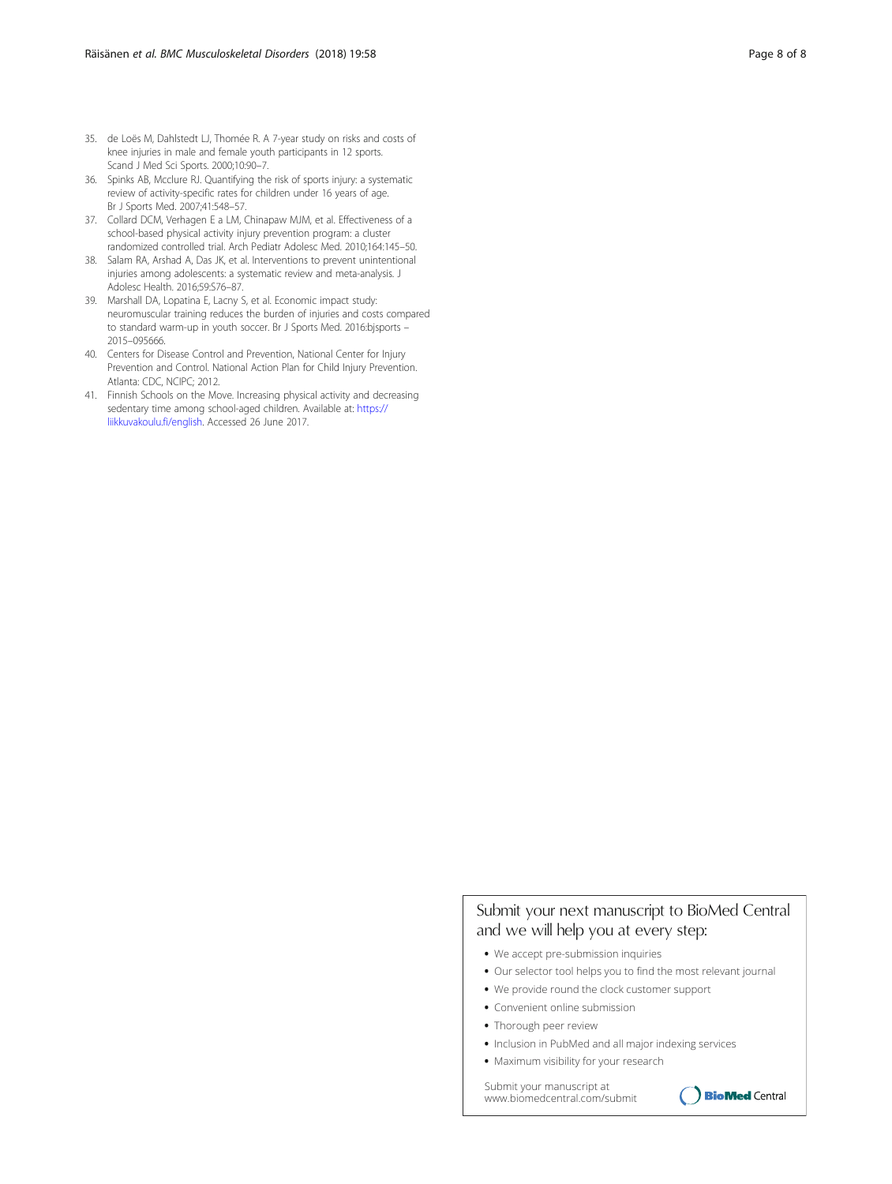35. de Loës M, Dahlstedt LJ, Thomée R. A 7-year study on risks and costs of knee injuries in male and female youth participants in 12 sports. Scand J Med Sci Sports. 2000;10:90–7.
36. Spinks AB, Mcclure RJ. Quantifying the risk of sports injury: a systematic review of activity-specific rates for children under 16 years of age. Br J Sports Med. 2007;41:548–57.
37. Collard DCM, Verhagen E a LM, Chinapaw MJM, et al. Effectiveness of a school-based physical activity injury prevention program: a cluster randomized controlled trial. Arch Pediatr Adolesc Med. 2010;164:145–50.
38. Salam RA, Arshad A, Das JK, et al. Interventions to prevent unintentional injuries among adolescents: a systematic review and meta-analysis. J Adolesc Health. 2016;59:S76–87.
39. Marshall DA, Lopatina E, Lacny S, et al. Economic impact study: neuromuscular training reduces the burden of injuries and costs compared to standard warm-up in youth soccer. Br J Sports Med. 2016:bjsports – 2015–095666.
40. Centers for Disease Control and Prevention, National Center for Injury Prevention and Control. National Action Plan for Child Injury Prevention. Atlanta: CDC, NCIPC; 2012.
41. Finnish Schools on the Move. Increasing physical activity and decreasing sedentary time among school-aged children. Available at: https://liikkuvakoulu.fi/english. Accessed 26 June 2017.

Submit your next manuscript to BioMed Central and we will help you at every step:

- We accept pre-submission inquiries
- Our selector tool helps you to find the most relevant journal
- We provide round the clock customer support
- Convenient online submission
- Thorough peer review
- Inclusion in PubMed and all major indexing services
- Maximum visibility for your research

Submit your manuscript at
www.biomedcentral.com/submit

BioMed Central